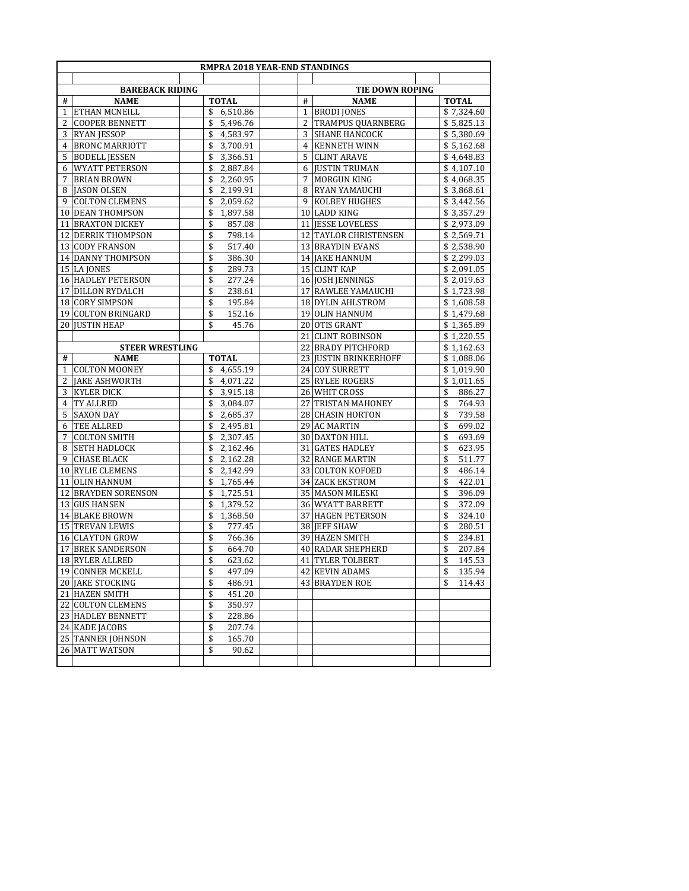# RMPRA 2018 YEAR-END STANDINGS

| # | NAME | TOTAL | | # | NAME | TOTAL |
|---|---|---|---|---|---|---|
| | **BAREBACK RIDING** | | | | **TIE DOWN ROPING** | |
| # | NAME | TOTAL | | # | NAME | TOTAL |
| 1 | ETHAN MCNEILL | $ 6,510.86 | | 1 | BRODI JONES | $ 7,324.60 |
| 2 | COOPER BENNETT | $ 5,496.76 | | 2 | TRAMPUS QUARNBERG | $ 5,825.13 |
| 3 | RYAN JESSOP | $ 4,583.97 | | 3 | SHANE HANCOCK | $ 5,380.69 |
| 4 | BRONC MARRIOTT | $ 3,700.91 | | 4 | KENNETH WINN | $ 5,162.68 |
| 5 | BODELL JESSEN | $ 3,366.51 | | 5 | CLINT ARAVE | $ 4,648.83 |
| 6 | WYATT PETERSON | $ 2,887.84 | | 6 | JUSTIN TRUMAN | $ 4,107.10 |
| 7 | BRIAN BROWN | $ 2,260.95 | | 7 | MORGUN KING | $ 4,068.35 |
| 8 | JASON OLSEN | $ 2,199.91 | | 8 | RYAN YAMAUCHI | $ 3,868.61 |
| 9 | COLTON CLEMENS | $ 2,059.62 | | 9 | KOLBEY HUGHES | $ 3,442.56 |
| 10 | DEAN THOMPSON | $ 1,897.58 | | 10 | LADD KING | $ 3,357.29 |
| 11 | BRAXTON DICKEY | $ 857.08 | | 11 | JESSE LOVELESS | $ 2,973.09 |
| 12 | DERRIK THOMPSON | $ 798.14 | | 12 | TAYLOR CHRISTENSEN | $ 2,569.71 |
| 13 | CODY FRANSON | $ 517.40 | | 13 | BRAYDIN EVANS | $ 2,538.90 |
| 14 | DANNY THOMPSON | $ 386.30 | | 14 | JAKE HANNUM | $ 2,299.03 |
| 15 | LA JONES | $ 289.73 | | 15 | CLINT KAP | $ 2,091.05 |
| 16 | HADLEY PETERSON | $ 277.24 | | 16 | JOSH JENNINGS | $ 2,019.63 |
| 17 | DILLON RYDALCH | $ 238.61 | | 17 | RAWLEE YAMAUCHI | $ 1,723.98 |
| 18 | CORY SIMPSON | $ 195.84 | | 18 | DYLIN AHLSTROM | $ 1,608.58 |
| 19 | COLTON BRINGARD | $ 152.16 | | 19 | OLIN HANNUM | $ 1,479.68 |
| 20 | JUSTIN HEAP | $ 45.76 | | 20 | OTIS GRANT | $ 1,365.89 |
| | | | | 21 | CLINT ROBINSON | $ 1,220.55 |
| | **STEER WRESTLING** | | | 22 | BRADY PITCHFORD | $ 1,162.63 |
| # | NAME | TOTAL | | 23 | JUSTIN BRINKERHOFF | $ 1,088.06 |
| 1 | COLTON MOONEY | $ 4,655.19 | | 24 | COY SURRETT | $ 1,019.90 |
| 2 | JAKE ASHWORTH | $ 4,071.22 | | 25 | RYLEE ROGERS | $ 1,011.65 |
| 3 | KYLER DICK | $ 3,915.18 | | 26 | WHIT CROSS | $ 886.27 |
| 4 | TY ALLRED | $ 3,084.07 | | 27 | TRISTAN MAHONEY | $ 764.93 |
| 5 | SAXON DAY | $ 2,685.37 | | 28 | CHASIN HORTON | $ 739.58 |
| 6 | TEE ALLRED | $ 2,495.81 | | 29 | AC MARTIN | $ 699.02 |
| 7 | COLTON SMITH | $ 2,307.45 | | 30 | DAXTON HILL | $ 693.69 |
| 8 | SETH HADLOCK | $ 2,162.46 | | 31 | GATES HADLEY | $ 623.95 |
| 9 | CHASE BLACK | $ 2,162.28 | | 32 | RANGE MARTIN | $ 511.77 |
| 10 | RYLIE CLEMENS | $ 2,142.99 | | 33 | COLTON KOFOED | $ 486.14 |
| 11 | OLIN HANNUM | $ 1,765.44 | | 34 | ZACK EKSTROM | $ 422.01 |
| 12 | BRAYDEN SORENSON | $ 1,725.51 | | 35 | MASON MILESKI | $ 396.09 |
| 13 | GUS HANSEN | $ 1,379.52 | | 36 | WYATT BARRETT | $ 372.09 |
| 14 | BLAKE BROWN | $ 1,368.50 | | 37 | HAGEN PETERSON | $ 324.10 |
| 15 | TREVAN LEWIS | $ 777.45 | | 38 | JEFF SHAW | $ 280.51 |
| 16 | CLAYTON GROW | $ 766.36 | | 39 | HAZEN SMITH | $ 234.81 |
| 17 | BREK SANDERSON | $ 664.70 | | 40 | RADAR SHEPHERD | $ 207.84 |
| 18 | RYLER ALLRED | $ 623.62 | | 41 | TYLER TOLBERT | $ 145.53 |
| 19 | CONNER MCKELL | $ 497.09 | | 42 | KEVIN ADAMS | $ 135.94 |
| 20 | JAKE STOCKING | $ 486.91 | | 43 | BRAYDEN ROE | $ 114.43 |
| 21 | HAZEN SMITH | $ 451.20 | | | | |
| 22 | COLTON CLEMENS | $ 350.97 | | | | |
| 23 | HADLEY BENNETT | $ 228.86 | | | | |
| 24 | KADE JACOBS | $ 207.74 | | | | |
| 25 | TANNER JOHNSON | $ 165.70 | | | | |
| 26 | MATT WATSON | $ 90.62 | | | | |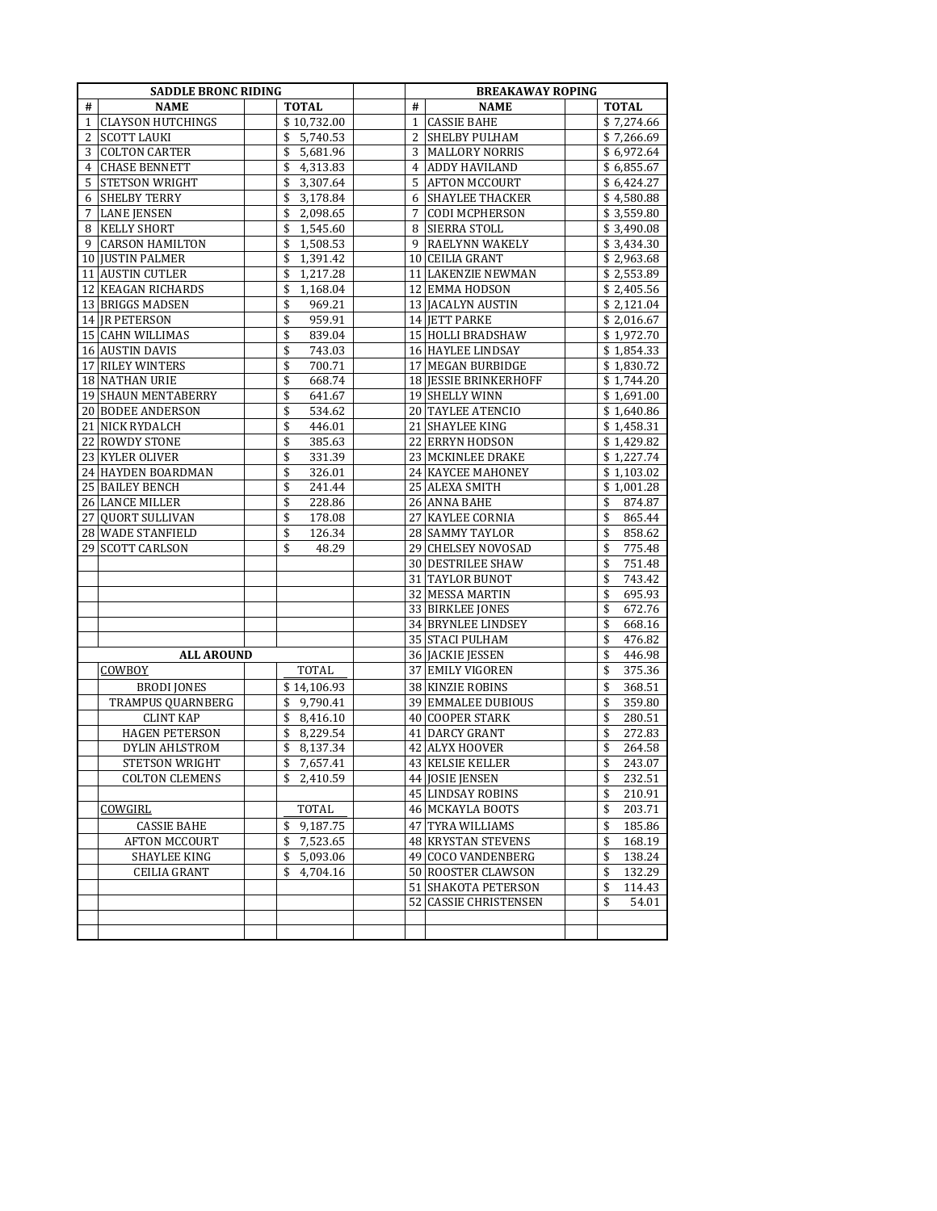### SADDLE BRONC RIDING

| # | NAME | TOTAL |
|---|---|---|
| 1 | CLAYSON HUTCHINGS | $ 10,732.00 |
| 2 | SCOTT LAUKI | $ 5,740.53 |
| 3 | COLTON CARTER | $ 5,681.96 |
| 4 | CHASE BENNETT | $ 4,313.83 |
| 5 | STETSON WRIGHT | $ 3,307.64 |
| 6 | SHELBY TERRY | $ 3,178.84 |
| 7 | LANE JENSEN | $ 2,098.65 |
| 8 | KELLY SHORT | $ 1,545.60 |
| 9 | CARSON HAMILTON | $ 1,508.53 |
| 10 | JUSTIN PALMER | $ 1,391.42 |
| 11 | AUSTIN CUTLER | $ 1,217.28 |
| 12 | KEAGAN RICHARDS | $ 1,168.04 |
| 13 | BRIGGS MADSEN | $ 969.21 |
| 14 | JR PETERSON | $ 959.91 |
| 15 | CAHN WILLIMAS | $ 839.04 |
| 16 | AUSTIN DAVIS | $ 743.03 |
| 17 | RILEY WINTERS | $ 700.71 |
| 18 | NATHAN URIE | $ 668.74 |
| 19 | SHAUN MENTABERRY | $ 641.67 |
| 20 | BODEE ANDERSON | $ 534.62 |
| 21 | NICK RYDALCH | $ 446.01 |
| 22 | ROWDY STONE | $ 385.63 |
| 23 | KYLER OLIVER | $ 331.39 |
| 24 | HAYDEN BOARDMAN | $ 326.01 |
| 25 | BAILEY BENCH | $ 241.44 |
| 26 | LANCE MILLER | $ 228.86 |
| 27 | QUORT SULLIVAN | $ 178.08 |
| 28 | WADE STANFIELD | $ 126.34 |
| 29 | SCOTT CARLSON | $ 48.29 |

### ALL AROUND

| COWBOY | TOTAL |
|---|---|
| BRODI JONES | $ 14,106.93 |
| TRAMPUS QUARNBERG | $ 9,790.41 |
| CLINT KAP | $ 8,416.10 |
| HAGEN PETERSON | $ 8,229.54 |
| DYLIN AHLSTROM | $ 8,137.34 |
| STETSON WRIGHT | $ 7,657.41 |
| COLTON CLEMENS | $ 2,410.59 |

| COWGIRL | TOTAL |
|---|---|
| CASSIE BAHE | $ 9,187.75 |
| AFTON MCCOURT | $ 7,523.65 |
| SHAYLEE KING | $ 5,093.06 |
| CEILIA GRANT | $ 4,704.16 |

### BREAKAWAY ROPING

| # | NAME | TOTAL |
|---|---|---|
| 1 | CASSIE BAHE | $ 7,274.66 |
| 2 | SHELBY PULHAM | $ 7,266.69 |
| 3 | MALLORY NORRIS | $ 6,972.64 |
| 4 | ADDY HAVILAND | $ 6,855.67 |
| 5 | AFTON MCCOURT | $ 6,424.27 |
| 6 | SHAYLEE THACKER | $ 4,580.88 |
| 7 | CODI MCPHERSON | $ 3,559.80 |
| 8 | SIERRA STOLL | $ 3,490.08 |
| 9 | RAELYNN WAKELY | $ 3,434.30 |
| 10 | CEILIA GRANT | $ 2,963.68 |
| 11 | LAKENZIE NEWMAN | $ 2,553.89 |
| 12 | EMMA HODSON | $ 2,405.56 |
| 13 | JACALYN AUSTIN | $ 2,121.04 |
| 14 | JETT PARKE | $ 2,016.67 |
| 15 | HOLLI BRADSHAW | $ 1,972.70 |
| 16 | HAYLEE LINDSAY | $ 1,854.33 |
| 17 | MEGAN BURBIDGE | $ 1,830.72 |
| 18 | JESSIE BRINKERHOFF | $ 1,744.20 |
| 19 | SHELLY WINN | $ 1,691.00 |
| 20 | TAYLEE ATENCIO | $ 1,640.86 |
| 21 | SHAYLEE KING | $ 1,458.31 |
| 22 | ERRYN HODSON | $ 1,429.82 |
| 23 | MCKINLEE DRAKE | $ 1,227.74 |
| 24 | KAYCEE MAHONEY | $ 1,103.02 |
| 25 | ALEXA SMITH | $ 1,001.28 |
| 26 | ANNA BAHE | $ 874.87 |
| 27 | KAYLEE CORNIA | $ 865.44 |
| 28 | SAMMY TAYLOR | $ 858.62 |
| 29 | CHELSEY NOVOSAD | $ 775.48 |
| 30 | DESTRILEE SHAW | $ 751.48 |
| 31 | TAYLOR BUNOT | $ 743.42 |
| 32 | MESSA MARTIN | $ 695.93 |
| 33 | BIRKLEE JONES | $ 672.76 |
| 34 | BRYNLEE LINDSEY | $ 668.16 |
| 35 | STACI PULHAM | $ 476.82 |
| 36 | JACKIE JESSEN | $ 446.98 |
| 37 | EMILY VIGOREN | $ 375.36 |
| 38 | KINZIE ROBINS | $ 368.51 |
| 39 | EMMALEE DUBIOUS | $ 359.80 |
| 40 | COOPER STARK | $ 280.51 |
| 41 | DARCY GRANT | $ 272.83 |
| 42 | ALYX HOOVER | $ 264.58 |
| 43 | KELSIE KELLER | $ 243.07 |
| 44 | JOSIE JENSEN | $ 232.51 |
| 45 | LINDSAY ROBINS | $ 210.91 |
| 46 | MCKAYLA BOOTS | $ 203.71 |
| 47 | TYRA WILLIAMS | $ 185.86 |
| 48 | KRYSTAN STEVENS | $ 168.19 |
| 49 | COCO VANDENBERG | $ 138.24 |
| 50 | ROOSTER CLAWSON | $ 132.29 |
| 51 | SHAKOTA PETERSON | $ 114.43 |
| 52 | CASSIE CHRISTENSEN | $ 54.01 |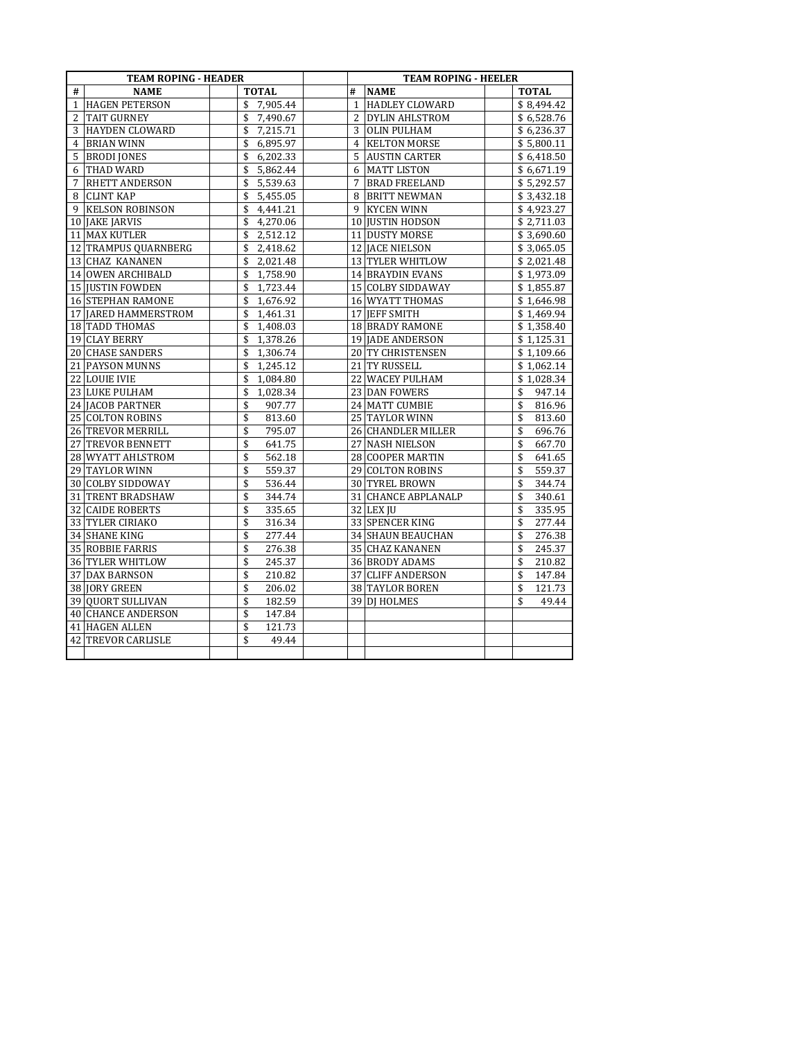| TEAM ROPING - HEADER | | | | | TEAM ROPING - HEELER | | | |
|---|---|---|---|---|---|---|---|---|
| # | NAME | | TOTAL | | # | NAME | | TOTAL |
| 1 | HAGEN PETERSON | | $ 7,905.44 | | 1 | HADLEY CLOWARD | | $ 8,494.42 |
| 2 | TAIT GURNEY | | $ 7,490.67 | | 2 | DYLIN AHLSTROM | | $ 6,528.76 |
| 3 | HAYDEN CLOWARD | | $ 7,215.71 | | 3 | OLIN PULHAM | | $ 6,236.37 |
| 4 | BRIAN WINN | | $ 6,895.97 | | 4 | KELTON MORSE | | $ 5,800.11 |
| 5 | BRODI JONES | | $ 6,202.33 | | 5 | AUSTIN CARTER | | $ 6,418.50 |
| 6 | THAD WARD | | $ 5,862.44 | | 6 | MATT LISTON | | $ 6,671.19 |
| 7 | RHETT ANDERSON | | $ 5,539.63 | | 7 | BRAD FREELAND | | $ 5,292.57 |
| 8 | CLINT KAP | | $ 5,455.05 | | 8 | BRITT NEWMAN | | $ 3,432.18 |
| 9 | KELSON ROBINSON | | $ 4,441.21 | | 9 | KYCEN WINN | | $ 4,923.27 |
| 10 | JAKE JARVIS | | $ 4,270.06 | | 10 | JUSTIN HODSON | | $ 2,711.03 |
| 11 | MAX KUTLER | | $ 2,512.12 | | 11 | DUSTY MORSE | | $ 3,690.60 |
| 12 | TRAMPUS QUARNBERG | | $ 2,418.62 | | 12 | JACE NIELSON | | $ 3,065.05 |
| 13 | CHAZ KANANEN | | $ 2,021.48 | | 13 | TYLER WHITLOW | | $ 2,021.48 |
| 14 | OWEN ARCHIBALD | | $ 1,758.90 | | 14 | BRAYDIN EVANS | | $ 1,973.09 |
| 15 | JUSTIN FOWDEN | | $ 1,723.44 | | 15 | COLBY SIDDAWAY | | $ 1,855.87 |
| 16 | STEPHAN RAMONE | | $ 1,676.92 | | 16 | WYATT THOMAS | | $ 1,646.98 |
| 17 | JARED HAMMERSTROM | | $ 1,461.31 | | 17 | JEFF SMITH | | $ 1,469.94 |
| 18 | TADD THOMAS | | $ 1,408.03 | | 18 | BRADY RAMONE | | $ 1,358.40 |
| 19 | CLAY BERRY | | $ 1,378.26 | | 19 | JADE ANDERSON | | $ 1,125.31 |
| 20 | CHASE SANDERS | | $ 1,306.74 | | 20 | TY CHRISTENSEN | | $ 1,109.66 |
| 21 | PAYSON MUNNS | | $ 1,245.12 | | 21 | TY RUSSELL | | $ 1,062.14 |
| 22 | LOUIE IVIE | | $ 1,084.80 | | 22 | WACEY PULHAM | | $ 1,028.34 |
| 23 | LUKE PULHAM | | $ 1,028.34 | | 23 | DAN FOWERS | | $ 947.14 |
| 24 | JACOB PARTNER | | $ 907.77 | | 24 | MATT CUMBIE | | $ 816.96 |
| 25 | COLTON ROBINS | | $ 813.60 | | 25 | TAYLOR WINN | | $ 813.60 |
| 26 | TREVOR MERRILL | | $ 795.07 | | 26 | CHANDLER MILLER | | $ 696.76 |
| 27 | TREVOR BENNETT | | $ 641.75 | | 27 | NASH NIELSON | | $ 667.70 |
| 28 | WYATT AHLSTROM | | $ 562.18 | | 28 | COOPER MARTIN | | $ 641.65 |
| 29 | TAYLOR WINN | | $ 559.37 | | 29 | COLTON ROBINS | | $ 559.37 |
| 30 | COLBY SIDDOWAY | | $ 536.44 | | 30 | TYREL BROWN | | $ 344.74 |
| 31 | TRENT BRADSHAW | | $ 344.74 | | 31 | CHANCE ABPLANALP | | $ 340.61 |
| 32 | CAIDE ROBERTS | | $ 335.65 | | 32 | LEX JU | | $ 335.95 |
| 33 | TYLER CIRIAKO | | $ 316.34 | | 33 | SPENCER KING | | $ 277.44 |
| 34 | SHANE KING | | $ 277.44 | | 34 | SHAUN BEAUCHAN | | $ 276.38 |
| 35 | ROBBIE FARRIS | | $ 276.38 | | 35 | CHAZ KANANEN | | $ 245.37 |
| 36 | TYLER WHITLOW | | $ 245.37 | | 36 | BRODY ADAMS | | $ 210.82 |
| 37 | DAX BARNSON | | $ 210.82 | | 37 | CLIFF ANDERSON | | $ 147.84 |
| 38 | JORY GREEN | | $ 206.02 | | 38 | TAYLOR BOREN | | $ 121.73 |
| 39 | QUORT SULLIVAN | | $ 182.59 | | 39 | DJ HOLMES | | $ 49.44 |
| 40 | CHANCE ANDERSON | | $ 147.84 | | | | | |
| 41 | HAGEN ALLEN | | $ 121.73 | | | | | |
| 42 | TREVOR CARLISLE | | $ 49.44 | | | | | |
| | | | | | | | | |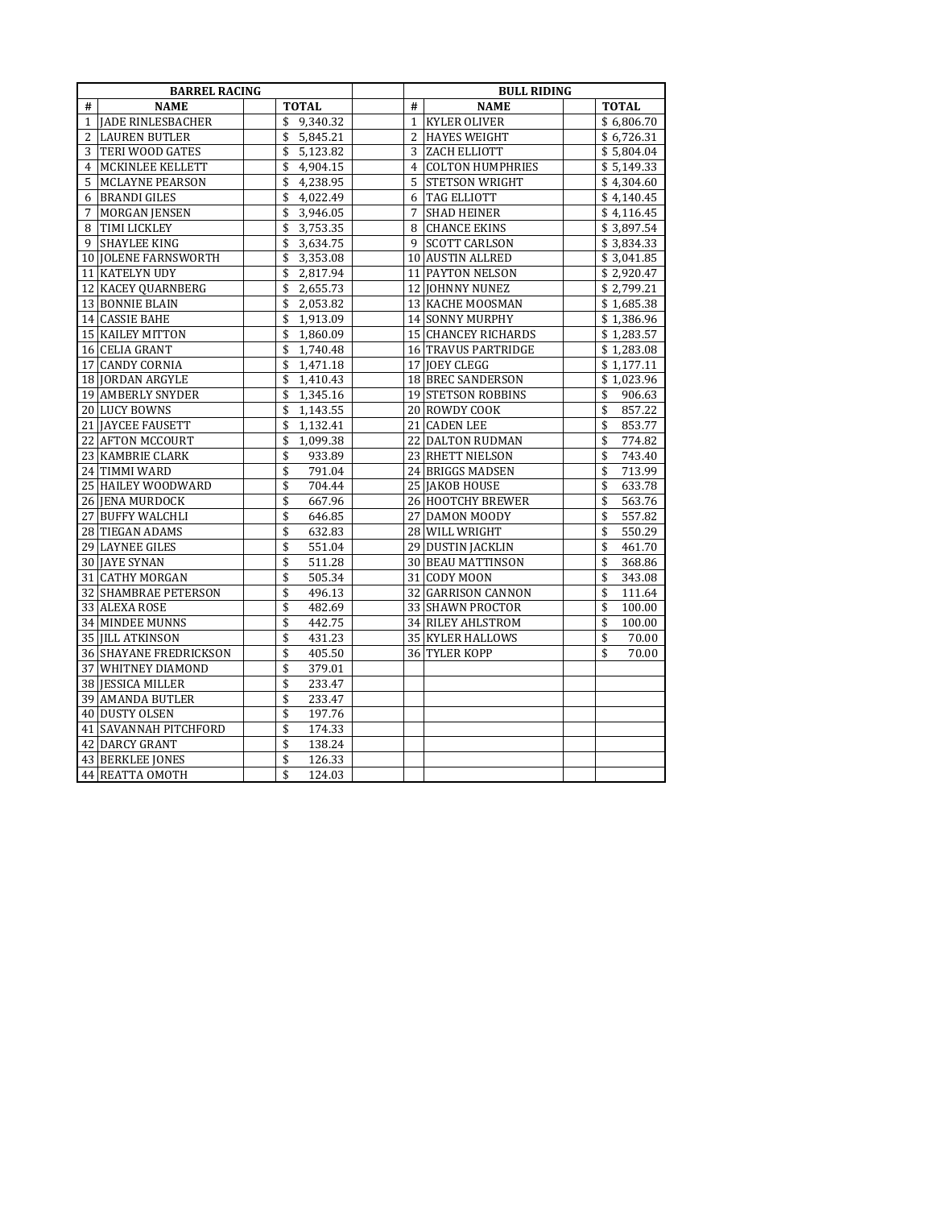| BARREL RACING | | | | | BULL RIDING | | | |
|---|---|---|---|---|---|---|---|---|
| # | NAME | | TOTAL | | # | NAME | | TOTAL |
| 1 | JADE RINLESBACHER | | $ 9,340.32 | | 1 | KYLER OLIVER | | $ 6,806.70 |
| 2 | LAUREN BUTLER | | $ 5,845.21 | | 2 | HAYES WEIGHT | | $ 6,726.31 |
| 3 | TERI WOOD GATES | | $ 5,123.82 | | 3 | ZACH ELLIOTT | | $ 5,804.04 |
| 4 | MCKINLEE KELLETT | | $ 4,904.15 | | 4 | COLTON HUMPHRIES | | $ 5,149.33 |
| 5 | MCLAYNE PEARSON | | $ 4,238.95 | | 5 | STETSON WRIGHT | | $ 4,304.60 |
| 6 | BRANDI GILES | | $ 4,022.49 | | 6 | TAG ELLIOTT | | $ 4,140.45 |
| 7 | MORGAN JENSEN | | $ 3,946.05 | | 7 | SHAD HEINER | | $ 4,116.45 |
| 8 | TIMI LICKLEY | | $ 3,753.35 | | 8 | CHANCE EKINS | | $ 3,897.54 |
| 9 | SHAYLEE KING | | $ 3,634.75 | | 9 | SCOTT CARLSON | | $ 3,834.33 |
| 10 | JOLENE FARNSWORTH | | $ 3,353.08 | | 10 | AUSTIN ALLRED | | $ 3,041.85 |
| 11 | KATELYN UDY | | $ 2,817.94 | | 11 | PAYTON NELSON | | $ 2,920.47 |
| 12 | KACEY QUARNBERG | | $ 2,655.73 | | 12 | JOHNNY NUNEZ | | $ 2,799.21 |
| 13 | BONNIE BLAIN | | $ 2,053.82 | | 13 | KACHE MOOSMAN | | $ 1,685.38 |
| 14 | CASSIE BAHE | | $ 1,913.09 | | 14 | SONNY MURPHY | | $ 1,386.96 |
| 15 | KAILEY MITTON | | $ 1,860.09 | | 15 | CHANCEY RICHARDS | | $ 1,283.57 |
| 16 | CELIA GRANT | | $ 1,740.48 | | 16 | TRAVUS PARTRIDGE | | $ 1,283.08 |
| 17 | CANDY CORNIA | | $ 1,471.18 | | 17 | JOEY CLEGG | | $ 1,177.11 |
| 18 | JORDAN ARGYLE | | $ 1,410.43 | | 18 | BREC SANDERSON | | $ 1,023.96 |
| 19 | AMBERLY SNYDER | | $ 1,345.16 | | 19 | STETSON ROBBINS | | $ 906.63 |
| 20 | LUCY BOWNS | | $ 1,143.55 | | 20 | ROWDY COOK | | $ 857.22 |
| 21 | JAYCEE FAUSETT | | $ 1,132.41 | | 21 | CADEN LEE | | $ 853.77 |
| 22 | AFTON MCCOURT | | $ 1,099.38 | | 22 | DALTON RUDMAN | | $ 774.82 |
| 23 | KAMBRIE CLARK | | $ 933.89 | | 23 | RHETT NIELSON | | $ 743.40 |
| 24 | TIMMI WARD | | $ 791.04 | | 24 | BRIGGS MADSEN | | $ 713.99 |
| 25 | HAILEY WOODWARD | | $ 704.44 | | 25 | JAKOB HOUSE | | $ 633.78 |
| 26 | JENA MURDOCK | | $ 667.96 | | 26 | HOOTCHY BREWER | | $ 563.76 |
| 27 | BUFFY WALCHLI | | $ 646.85 | | 27 | DAMON MOODY | | $ 557.82 |
| 28 | TIEGAN ADAMS | | $ 632.83 | | 28 | WILL WRIGHT | | $ 550.29 |
| 29 | LAYNEE GILES | | $ 551.04 | | 29 | DUSTIN JACKLIN | | $ 461.70 |
| 30 | JAYE SYNAN | | $ 511.28 | | 30 | BEAU MATTINSON | | $ 368.86 |
| 31 | CATHY MORGAN | | $ 505.34 | | 31 | CODY MOON | | $ 343.08 |
| 32 | SHAMBRAE PETERSON | | $ 496.13 | | 32 | GARRISON CANNON | | $ 111.64 |
| 33 | ALEXA ROSE | | $ 482.69 | | 33 | SHAWN PROCTOR | | $ 100.00 |
| 34 | MINDEE MUNNS | | $ 442.75 | | 34 | RILEY AHLSTROM | | $ 100.00 |
| 35 | JILL ATKINSON | | $ 431.23 | | 35 | KYLER HALLOWS | | $ 70.00 |
| 36 | SHAYANE FREDRICKSON | | $ 405.50 | | 36 | TYLER KOPP | | $ 70.00 |
| 37 | WHITNEY DIAMOND | | $ 379.01 | | | | | |
| 38 | JESSICA MILLER | | $ 233.47 | | | | | |
| 39 | AMANDA BUTLER | | $ 233.47 | | | | | |
| 40 | DUSTY OLSEN | | $ 197.76 | | | | | |
| 41 | SAVANNAH PITCHFORD | | $ 174.33 | | | | | |
| 42 | DARCY GRANT | | $ 138.24 | | | | | |
| 43 | BERKLEE JONES | | $ 126.33 | | | | | |
| 44 | REATTA OMOTH | | $ 124.03 | | | | | |